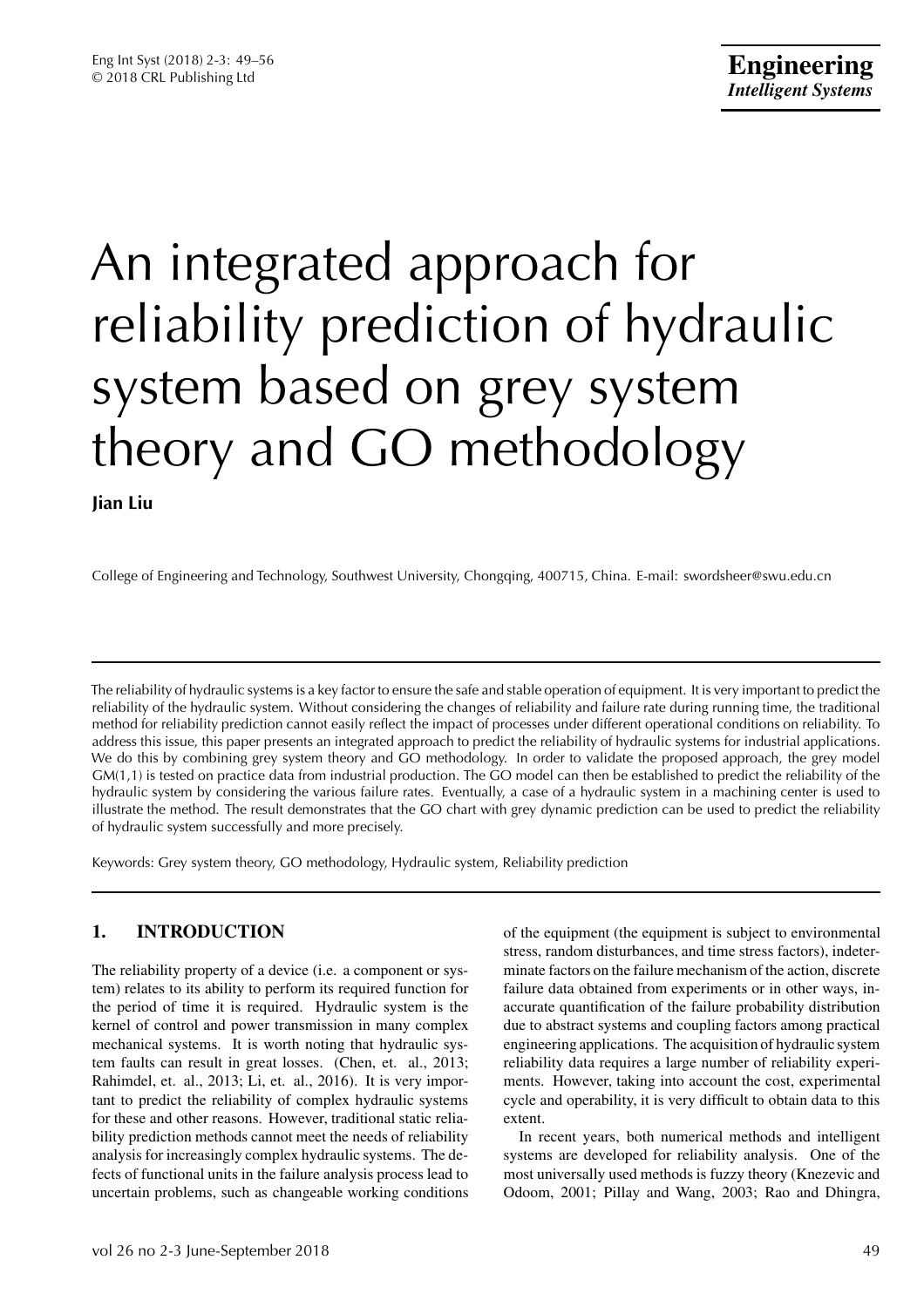# An integrated approach for reliability prediction of hydraulic system based on grey system theory and GO methodology

**Jian Liu**

College of Engineering and Technology, Southwest University, Chongqing, 400715, China. E-mail: swordsheer@swu.edu.cn

---

The reliability of hydraulic systems is a key factor to ensure the safe and stable operation of equipment. It is very important to predict the reliability of the hydraulic system. Without considering the changes of reliability and failure rate during running time, the traditional method for reliability prediction cannot easily reflect the impact of processes under different operational conditions on reliability. To address this issue, this paper presents an integrated approach to predict the reliability of hydraulic systems for industrial applications. We do this by combining grey system theory and GO methodology. In order to validate the proposed approach, the grey model GM(1,1) is tested on practice data from industrial production. The GO model can then be established to predict the reliability of the hydraulic system by considering the various failure rates. Eventually, a case of a hydraulic system in a machining center is used to illustrate the method. The result demonstrates that the GO chart with grey dynamic prediction can be used to predict the reliability of hydraulic system successfully and more precisely.

Keywords: Grey system theory, GO methodology, Hydraulic system, Reliability prediction

---

## 1. INTRODUCTION

The reliability property of a device (i.e. a component or system) relates to its ability to perform its required function for the period of time it is required. Hydraulic system is the kernel of control and power transmission in many complex mechanical systems. It is worth noting that hydraulic system faults can result in great losses. (Chen, et. al., 2013; Rahimdel, et. al., 2013; Li, et. al., 2016). It is very important to predict the reliability of complex hydraulic systems for these and other reasons. However, traditional static reliability prediction methods cannot meet the needs of reliability analysis for increasingly complex hydraulic systems. The defects of functional units in the failure analysis process lead to uncertain problems, such as changeable working conditions of the equipment (the equipment is subject to environmental stress, random disturbances, and time stress factors), indeterminate factors on the failure mechanism of the action, discrete failure data obtained from experiments or in other ways, inaccurate quantification of the failure probability distribution due to abstract systems and coupling factors among practical engineering applications. The acquisition of hydraulic system reliability data requires a large number of reliability experiments. However, taking into account the cost, experimental cycle and operability, it is very difficult to obtain data to this extent.

In recent years, both numerical methods and intelligent systems are developed for reliability analysis. One of the most universally used methods is fuzzy theory (Knezevic and Odoom, 2001; Pillay and Wang, 2003; Rao and Dhingra,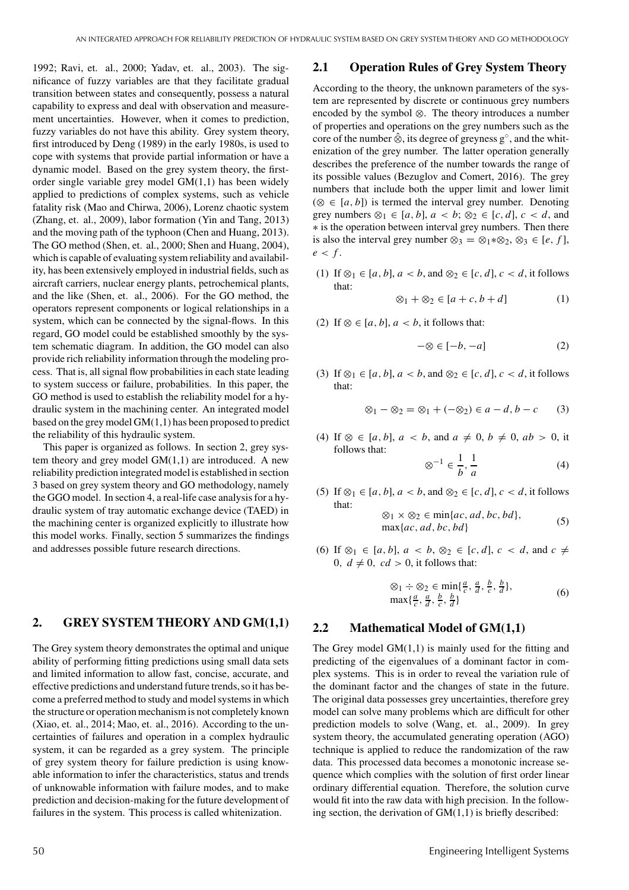1992; Ravi, et. al., 2000; Yadav, et. al., 2003). The significance of fuzzy variables are that they facilitate gradual transition between states and consequently, possess a natural capability to express and deal with observation and measurement uncertainties. However, when it comes to prediction, fuzzy variables do not have this ability. Grey system theory, first introduced by Deng (1989) in the early 1980s, is used to cope with systems that provide partial information or have a dynamic model. Based on the grey system theory, the first-order single variable grey model GM(1,1) has been widely applied to predictions of complex systems, such as vehicle fatality risk (Mao and Chirwa, 2006), Lorenz chaotic system (Zhang, et. al., 2009), labor formation (Yin and Tang, 2013) and the moving path of the typhoon (Chen and Huang, 2013). The GO method (Shen, et. al., 2000; Shen and Huang, 2004), which is capable of evaluating system reliability and availability, has been extensively employed in industrial fields, such as aircraft carriers, nuclear energy plants, petrochemical plants, and the like (Shen, et. al., 2006). For the GO method, the operators represent components or logical relationships in a system, which can be connected by the signal-flows. In this regard, GO model could be established smoothly by the system schematic diagram. In addition, the GO model can also provide rich reliability information through the modeling process. That is, all signal flow probabilities in each state leading to system success or failure, probabilities. In this paper, the GO method is used to establish the reliability model for a hydraulic system in the machining center. An integrated model based on the grey model GM(1,1) has been proposed to predict the reliability of this hydraulic system.

This paper is organized as follows. In section 2, grey system theory and grey model GM(1,1) are introduced. A new reliability prediction integrated model is established in section 3 based on grey system theory and GO methodology, namely the GGO model. In section 4, a real-life case analysis for a hydraulic system of tray automatic exchange device (TAED) in the machining center is organized explicitly to illustrate how this model works. Finally, section 5 summarizes the findings and addresses possible future research directions.

## 2. GREY SYSTEM THEORY AND GM(1,1)

The Grey system theory demonstrates the optimal and unique ability of performing fitting predictions using small data sets and limited information to allow fast, concise, accurate, and effective predictions and understand future trends, so it has become a preferred method to study and model systems in which the structure or operation mechanism is not completely known (Xiao, et. al., 2014; Mao, et. al., 2016). According to the uncertainties of failures and operation in a complex hydraulic system, it can be regarded as a grey system. The principle of grey system theory for failure prediction is using knowable information to infer the characteristics, status and trends of unknowable information with failure modes, and to make prediction and decision-making for the future development of failures in the system. This process is called whitenization.

### 2.1 Operation Rules of Grey System Theory

According to the theory, the unknown parameters of the system are represented by discrete or continuous grey numbers encoded by the symbol $\otimes$. The theory introduces a number of properties and operations on the grey numbers such as the core of the number $\hat{\otimes}$, its degree of greyness $g^{\circ}$, and the whitenization of the grey number. The latter operation generally describes the preference of the number towards the range of its possible values (Bezuglov and Comert, 2016). The grey numbers that include both the upper limit and lower limit ($\otimes \in [a, b]$) is termed the interval grey number. Denoting grey numbers $\otimes_1 \in [a, b]$, $a < b$; $\otimes_2 \in [c, d]$, $c < d$, and $*$ is the operation between interval grey numbers. Then there is also the interval grey number $\otimes_3 = \otimes_1 * \otimes_2$, $\otimes_3 \in [e, f]$, $e < f$.

(1) If $\otimes_1 \in [a, b]$, $a < b$, and $\otimes_2 \in [c, d]$, $c < d$, it follows that:

$$\otimes_1 + \otimes_2 \in [a + c, b + d] \tag{1}$$

(2) If $\otimes \in [a, b]$, $a < b$, it follows that:

$$-\otimes \in [-b, -a] \tag{2}$$

(3) If $\otimes_1 \in [a, b]$, $a < b$, and $\otimes_2 \in [c, d]$, $c < d$, it follows that:

$$\otimes_1 - \otimes_2 = \otimes_1 + (-\otimes_2) \in a - d, b - c \tag{3}$$

(4) If $\otimes \in [a, b]$, $a < b$, and $a \neq 0$, $b \neq 0$, $ab > 0$, it follows that:

$$\otimes^{-1} \in \frac{1}{b}, \frac{1}{a} \tag{4}$$

(5) If $\otimes_1 \in [a, b]$, $a < b$, and $\otimes_2 \in [c, d]$, $c < d$, it follows that:

$$\otimes_1 \times \otimes_2 \in \min\{ac, ad, bc, bd\}, \max\{ac, ad, bc, bd\} \tag{5}$$

(6) If $\otimes_1 \in [a, b]$, $a < b$, $\otimes_2 \in [c, d]$, $c < d$, and $c \neq 0$, $d \neq 0$, $cd > 0$, it follows that:

$$\otimes_1 \div \otimes_2 \in \min\{\tfrac{a}{c}, \tfrac{a}{d}, \tfrac{b}{c}, \tfrac{b}{d}\}, \max\{\tfrac{a}{c}, \tfrac{a}{d}, \tfrac{b}{c}, \tfrac{b}{d}\} \tag{6}$$

### 2.2 Mathematical Model of GM(1,1)

The Grey model GM(1,1) is mainly used for the fitting and predicting of the eigenvalues of a dominant factor in complex systems. This is in order to reveal the variation rule of the dominant factor and the changes of state in the future. The original data possesses grey uncertainties, therefore grey model can solve many problems which are difficult for other prediction models to solve (Wang, et. al., 2009). In grey system theory, the accumulated generating operation (AGO) technique is applied to reduce the randomization of the raw data. This processed data becomes a monotonic increase sequence which complies with the solution of first order linear ordinary differential equation. Therefore, the solution curve would fit into the raw data with high precision. In the following section, the derivation of GM(1,1) is briefly described: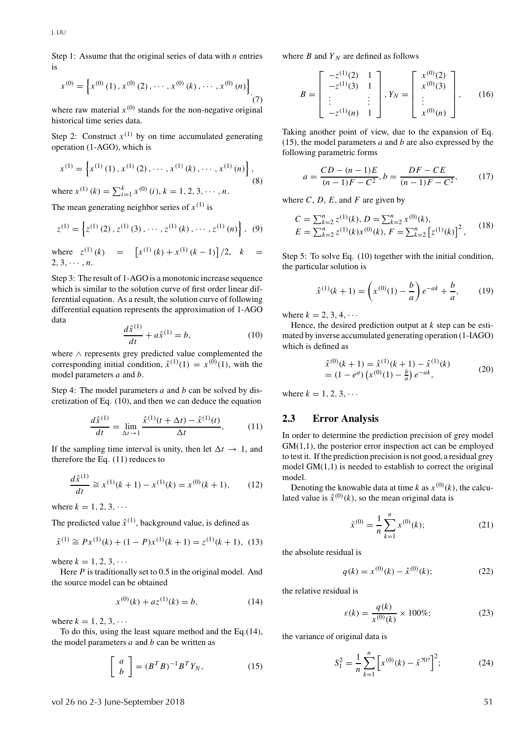Step 1: Assume that the original series of data with $n$ entries is

$$x^{(0)} = \left\{x^{(0)}(1), x^{(0)}(2), \cdots, x^{(0)}(k), \cdots, x^{(0)}(n)\right\}. \tag{7}$$

where raw material $x^{(0)}$ stands for the non-negative original historical time series data.

Step 2: Construct $x^{(1)}$ by on time accumulated generating operation (1-AGO), which is

$$x^{(1)} = \left\{x^{(1)}(1), x^{(1)}(2), \cdots, x^{(1)}(k), \cdots, x^{(1)}(n)\right\}, \tag{8}$$

where $x^{(1)}(k) = \sum_{i=1}^{k} x^{(0)}(i), k = 1, 2, 3, \cdots, n$.

The mean generating neighbor series of $x^{(1)}$ is

$$z^{(1)} = \left\{z^{(1)}(2), z^{(1)}(3), \cdots, z^{(1)}(k), \cdots, z^{(1)}(n)\right\}, \tag{9}$$

where $z^{(1)}(k) = \left[x^{(1)}(k) + x^{(1)}(k-1)\right]/2, \quad k = 2, 3, \cdots, n$.

Step 3: The result of 1-AGO is a monotonic increase sequence which is similar to the solution curve of first order linear differential equation. As a result, the solution curve of following differential equation represents the approximation of 1-AGO data

$$\frac{d\hat{x}^{(1)}}{dt} + a\hat{x}^{(1)} = b, \tag{10}$$

where $\wedge$ represents grey predicted value complemented the corresponding initial condition, $\hat{x}^{(1)}(1) = x^{(0)}(1)$, with the model parameters $a$ and $b$.

Step 4: The model parameters $a$ and $b$ can be solved by discretization of Eq. (10), and then we can deduce the equation

$$\frac{d\hat{x}^{(1)}}{dt} = \lim_{\Delta t \to 1} \frac{\hat{x}^{(1)}(t + \Delta t) - \hat{x}^{(1)}(t)}{\Delta t}, \tag{11}$$

If the sampling time interval is unity, then let $\Delta t \to 1$, and therefore the Eq. (11) reduces to

$$\frac{d\hat{x}^{(1)}}{dt} \cong x^{(1)}(k+1) - x^{(1)}(k) = x^{(0)}(k+1), \tag{12}$$

where $k = 1, 2, 3, \cdots$

The predicted value $\hat{x}^{(1)}$, background value, is defined as

$$\hat{x}^{(1)} \cong Px^{(1)}(k) + (1 - P)x^{(1)}(k+1) = z^{(1)}(k+1), \tag{13}$$

where $k = 1, 2, 3, \cdots$

Here $P$ is traditionally set to 0.5 in the original model. And the source model can be obtained

$$x^{(0)}(k) + az^{(1)}(k) = b, \tag{14}$$

where $k = 1, 2, 3, \cdots$

To do this, using the least square method and the Eq.(14), the model parameters $a$ and $b$ can be written as

$$\begin{bmatrix} a \\ b \end{bmatrix} = (B^T B)^{-1} B^T Y_N, \tag{15}$$

where $B$ and $Y_N$ are defined as follows

$$B = \begin{bmatrix} -z^{(1)}(2) & 1 \\ -z^{(1)}(3) & 1 \\ \vdots & \vdots \\ -z^{(1)}(n) & 1 \end{bmatrix}, Y_N = \begin{bmatrix} x^{(0)}(2) \\ x^{(0)}(3) \\ \vdots \\ x^{(0)}(n) \end{bmatrix}, \tag{16}$$

Taking another point of view, due to the expansion of Eq. (15), the model parameters $a$ and $b$ are also expressed by the following parametric forms

$$a = \frac{CD - (n-1)E}{(n-1)F - C^2}, b = \frac{DF - CE}{(n-1)F - C^2}, \tag{17}$$

where $C$, $D$, $E$, and $F$ are given by

$$\begin{array}{l} C = \sum_{k=2}^{n} z^{(1)}(k), D = \sum_{k=2}^{n} x^{(0)}(k), \\ E = \sum_{k=2}^{n} z^{(1)}(k) x^{(0)}(k), F = \sum_{k=2}^{n} \left[z^{(1)}(k)\right]^2, \end{array} \tag{18}$$

Step 5: To solve Eq. (10) together with the initial condition, the particular solution is

$$\hat{x}^{(1)}(k+1) = \left(x^{(0)}(1) - \frac{b}{a}\right)e^{-ak} + \frac{b}{a}, \tag{19}$$

where $k = 2, 3, 4, \cdots$

Hence, the desired prediction output at $k$ step can be estimated by inverse accumulated generating operation (1-IAGO) which is defined as

$$\begin{array}{l} \hat{x}^{(0)}(k+1) = \hat{x}^{(1)}(k+1) - \hat{x}^{(1)}(k) \\ = (1 - e^{a})\left(x^{(0)}(1) - \frac{b}{a}\right)e^{-ak}, \end{array} \tag{20}$$

where $k = 1, 2, 3, \cdots$

## 2.3 Error Analysis

In order to determine the prediction precision of grey model GM(1,1), the posterior error inspection act can be employed to test it. If the prediction precision is not good, a residual grey model GM(1,1) is needed to establish to correct the original model.

Denoting the knowable data at time $k$ as $x^{(0)}(k)$, the calculated value is $\hat{x}^{(0)}(k)$, so the mean original data is

$$\bar{x}^{(0)} = \frac{1}{n}\sum_{k=1}^{n} x^{(0)}(k); \tag{21}$$

the absolute residual is

$$q(k) = x^{(0)}(k) - \hat{x}^{(0)}(k); \tag{22}$$

the relative residual is

$$\varepsilon(k) = \frac{q(k)}{x^{(0)}(k)} \times 100\%; \tag{23}$$

the variance of original data is

$$S_1^2 = \frac{1}{n}\sum_{k=1}^{n}\left[x^{(0)}(k) - \bar{x}^{?0?}\right]^2; \tag{24}$$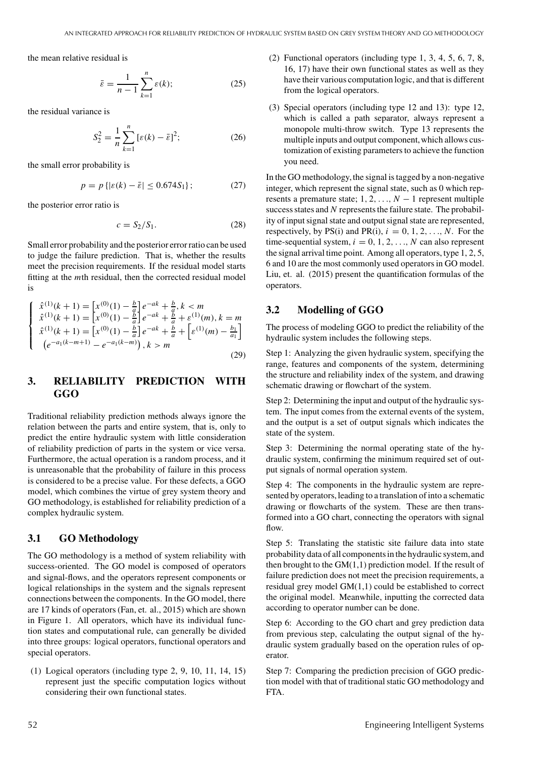the mean relative residual is

$$\bar{\varepsilon} = \frac{1}{n-1}\sum_{k=1}^{n}\varepsilon(k); \tag{25}$$

the residual variance is

$$S_2^2 = \frac{1}{n}\sum_{k=1}^{n}[\varepsilon(k) - \bar{\varepsilon}]^2; \tag{26}$$

the small error probability is

$$p = p\{|\varepsilon(k) - \bar{\varepsilon}| \leq 0.674S_1\}; \tag{27}$$

the posterior error ratio is

$$c = S_2/S_1. \tag{28}$$

Small error probability and the posterior error ratio can be used to judge the failure prediction. That is, whether the results meet the precision requirements. If the residual model starts fitting at the $m$th residual, then the corrected residual model is

$$\begin{cases} \hat{x}^{(1)}(k+1) = \left[x^{(0)}(1) - \frac{b}{a}\right]e^{-ak} + \frac{b}{a}, k < m \\ \hat{x}^{(1)}(k+1) = \left[x^{(0)}(1) - \frac{b}{a}\right]e^{-ak} + \frac{b}{a} + \varepsilon^{(1)}(m), k = m \\ \hat{x}^{(1)}(k+1) = \left[x^{(0)}(1) - \frac{b}{a}\right]e^{-ak} + \frac{b}{a} + \left[\varepsilon^{(1)}(m) - \frac{b_1}{a_1}\right] \\ \left(e^{-a_1(k-m+1)} - e^{-a_1(k-m)}\right), k > m \end{cases} \tag{29}$$

## 3. RELIABILITY PREDICTION WITH GGO

Traditional reliability prediction methods always ignore the relation between the parts and entire system, that is, only to predict the entire hydraulic system with little consideration of reliability prediction of parts in the system or vice versa. Furthermore, the actual operation is a random process, and it is unreasonable that the probability of failure in this process is considered to be a precise value. For these defects, a GGO model, which combines the virtue of grey system theory and GO methodology, is established for reliability prediction of a complex hydraulic system.

### 3.1 GO Methodology

The GO methodology is a method of system reliability with success-oriented. The GO model is composed of operators and signal-flows, and the operators represent components or logical relationships in the system and the signals represent connections between the components. In the GO model, there are 17 kinds of operators (Fan, et. al., 2015) which are shown in Figure 1. All operators, which have its individual function states and computational rule, can generally be divided into three groups: logical operators, functional operators and special operators.

(1) Logical operators (including type 2, 9, 10, 11, 14, 15) represent just the specific computation logics without considering their own functional states.

(2) Functional operators (including type 1, 3, 4, 5, 6, 7, 8, 16, 17) have their own functional states as well as they have their various computation logic, and that is different from the logical operators.

(3) Special operators (including type 12 and 13): type 12, which is called a path separator, always represent a monopole multi-throw switch. Type 13 represents the multiple inputs and output component, which allows customization of existing parameters to achieve the function you need.

In the GO methodology, the signal is tagged by a non-negative integer, which represent the signal state, such as 0 which represents a premature state; $1, 2, \ldots, N-1$ represent multiple success states and $N$ represents the failure state. The probability of input signal state and output signal state are represented, respectively, by PS(i) and PR(i), $i = 0, 1, 2, \ldots, N$. For the time-sequential system, $i = 0, 1, 2, \ldots, N$ can also represent the signal arrival time point. Among all operators, type 1, 2, 5, 6 and 10 are the most commonly used operators in GO model. Liu, et. al. (2015) present the quantification formulas of the operators.

### 3.2 Modelling of GGO

The process of modeling GGO to predict the reliability of the hydraulic system includes the following steps.

Step 1: Analyzing the given hydraulic system, specifying the range, features and components of the system, determining the structure and reliability index of the system, and drawing schematic drawing or flowchart of the system.

Step 2: Determining the input and output of the hydraulic system. The input comes from the external events of the system, and the output is a set of output signals which indicates the state of the system.

Step 3: Determining the normal operating state of the hydraulic system, confirming the minimum required set of output signals of normal operation system.

Step 4: The components in the hydraulic system are represented by operators, leading to a translation of into a schematic drawing or flowcharts of the system. These are then transformed into a GO chart, connecting the operators with signal flow.

Step 5: Translating the statistic site failure data into state probability data of all components in the hydraulic system, and then brought to the GM(1,1) prediction model. If the result of failure prediction does not meet the precision requirements, a residual grey model GM(1,1) could be established to correct the original model. Meanwhile, inputting the corrected data according to operator number can be done.

Step 6: According to the GO chart and grey prediction data from previous step, calculating the output signal of the hydraulic system gradually based on the operation rules of operator.

Step 7: Comparing the prediction precision of GGO prediction model with that of traditional static GO methodology and FTA.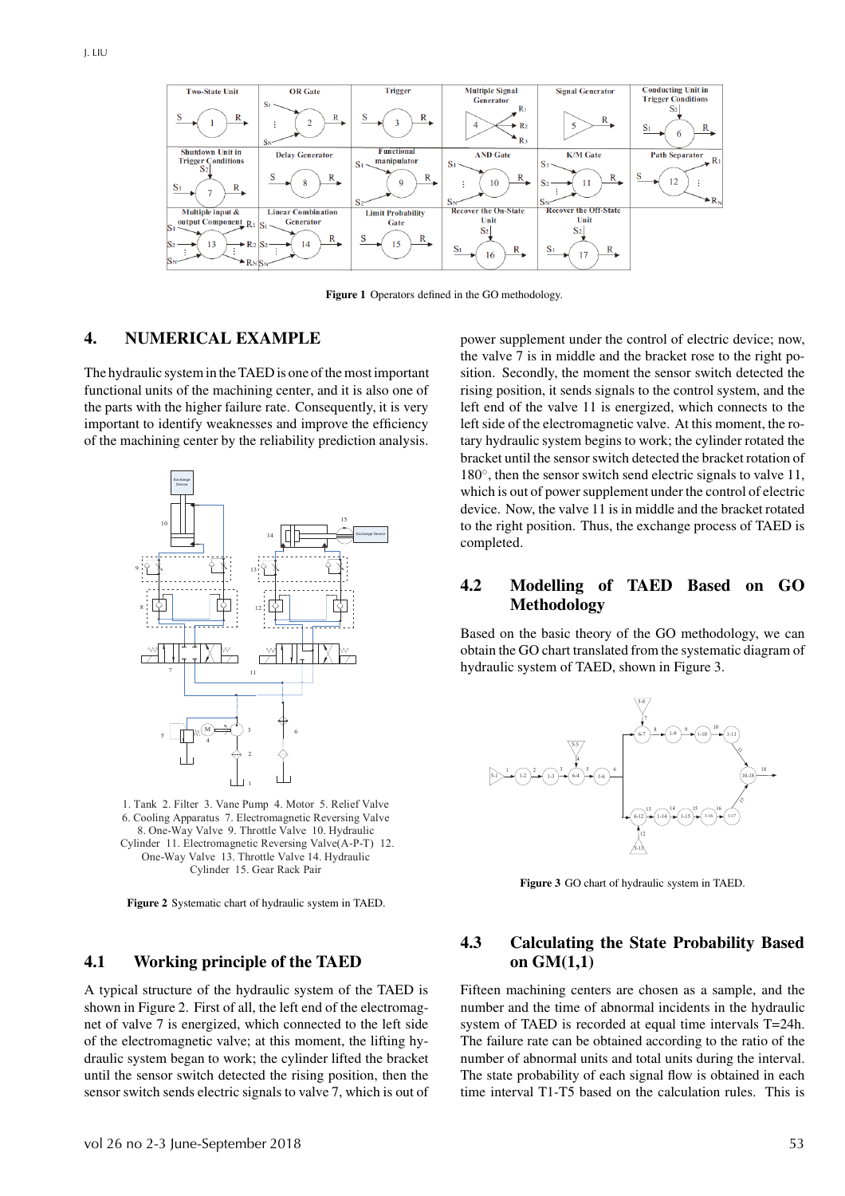Figure 1 Operators defined in the GO methodology.

## 4. NUMERICAL EXAMPLE

The hydraulic system in the TAED is one of the most important functional units of the machining center, and it is also one of the parts with the higher failure rate. Consequently, it is very important to identify weaknesses and improve the efficiency of the machining center by the reliability prediction analysis.

1. Tank 2. Filter 3. Vane Pump 4. Motor 5. Relief Valve 6. Cooling Apparatus 7. Electromagnetic Reversing Valve 8. One-Way Valve 9. Throttle Valve 10. Hydraulic Cylinder 11. Electromagnetic Reversing Valve(A-P-T) 12. One-Way Valve 13. Throttle Valve 14. Hydraulic Cylinder 15. Gear Rack Pair

Figure 2 Systematic chart of hydraulic system in TAED.

### 4.1 Working principle of the TAED

A typical structure of the hydraulic system of the TAED is shown in Figure 2. First of all, the left end of the electromagnet of valve 7 is energized, which connected to the left side of the electromagnetic valve; at this moment, the lifting hydraulic system began to work; the cylinder lifted the bracket until the sensor switch detected the rising position, then the sensor switch sends electric signals to valve 7, which is out of power supplement under the control of electric device; now, the valve 7 is in middle and the bracket rose to the right position. Secondly, the moment the sensor switch detected the rising position, it sends signals to the control system, and the left end of the valve 11 is energized, which connects to the left side of the electromagnetic valve. At this moment, the rotary hydraulic system begins to work; the cylinder rotated the bracket until the sensor switch detected the bracket rotation of 180°, then the sensor switch send electric signals to valve 11, which is out of power supplement under the control of electric device. Now, the valve 11 is in middle and the bracket rotated to the right position. Thus, the exchange process of TAED is completed.

### 4.2 Modelling of TAED Based on GO Methodology

Based on the basic theory of the GO methodology, we can obtain the GO chart translated from the systematic diagram of hydraulic system of TAED, shown in Figure 3.

Figure 3 GO chart of hydraulic system in TAED.

### 4.3 Calculating the State Probability Based on GM(1,1)

Fifteen machining centers are chosen as a sample, and the number and the time of abnormal incidents in the hydraulic system of TAED is recorded at equal time intervals T=24h. The failure rate can be obtained according to the ratio of the number of abnormal units and total units during the interval. The state probability of each signal flow is obtained in each time interval T1-T5 based on the calculation rules. This is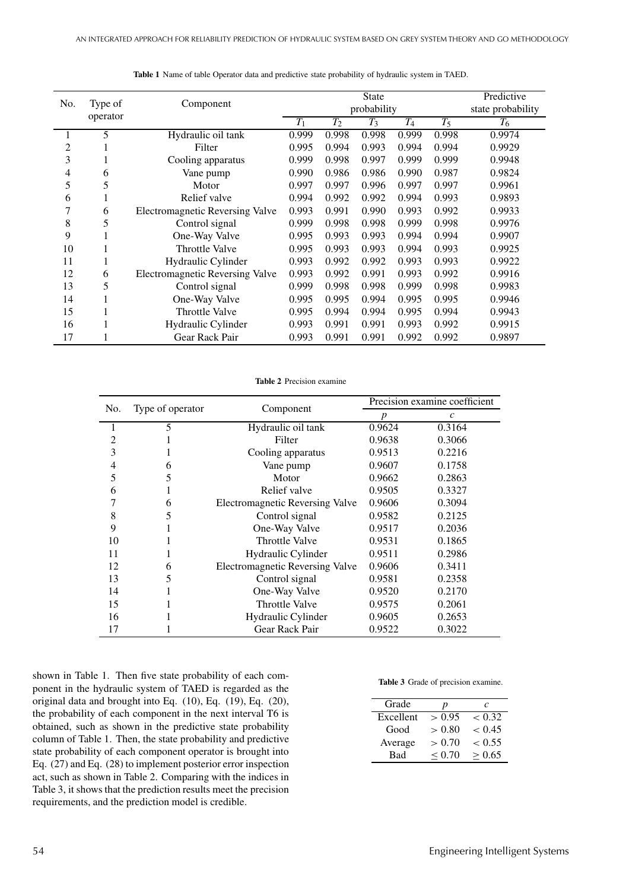**Table 1** Name of table Operator data and predictive state probability of hydraulic system in TAED.

| No. | Type of operator | Component | State probability | | | | | Predictive state probability |
|---|---|---|---|---|---|---|---|---|
| | | | $T_1$ | $T_2$ | $T_3$ | $T_4$ | $T_5$ | $T_6$ |
| 1 | 5 | Hydraulic oil tank | 0.999 | 0.998 | 0.998 | 0.999 | 0.998 | 0.9974 |
| 2 | 1 | Filter | 0.995 | 0.994 | 0.993 | 0.994 | 0.994 | 0.9929 |
| 3 | 1 | Cooling apparatus | 0.999 | 0.998 | 0.997 | 0.999 | 0.999 | 0.9948 |
| 4 | 6 | Vane pump | 0.990 | 0.986 | 0.986 | 0.990 | 0.987 | 0.9824 |
| 5 | 5 | Motor | 0.997 | 0.997 | 0.996 | 0.997 | 0.997 | 0.9961 |
| 6 | 1 | Relief valve | 0.994 | 0.992 | 0.992 | 0.994 | 0.993 | 0.9893 |
| 7 | 6 | Electromagnetic Reversing Valve | 0.993 | 0.991 | 0.990 | 0.993 | 0.992 | 0.9933 |
| 8 | 5 | Control signal | 0.999 | 0.998 | 0.998 | 0.999 | 0.998 | 0.9976 |
| 9 | 1 | One-Way Valve | 0.995 | 0.993 | 0.993 | 0.994 | 0.994 | 0.9907 |
| 10 | 1 | Throttle Valve | 0.995 | 0.993 | 0.993 | 0.994 | 0.993 | 0.9925 |
| 11 | 1 | Hydraulic Cylinder | 0.993 | 0.992 | 0.992 | 0.993 | 0.993 | 0.9922 |
| 12 | 6 | Electromagnetic Reversing Valve | 0.993 | 0.992 | 0.991 | 0.993 | 0.992 | 0.9916 |
| 13 | 5 | Control signal | 0.999 | 0.998 | 0.998 | 0.999 | 0.998 | 0.9983 |
| 14 | 1 | One-Way Valve | 0.995 | 0.995 | 0.994 | 0.995 | 0.995 | 0.9946 |
| 15 | 1 | Throttle Valve | 0.995 | 0.994 | 0.994 | 0.995 | 0.994 | 0.9943 |
| 16 | 1 | Hydraulic Cylinder | 0.993 | 0.991 | 0.991 | 0.993 | 0.992 | 0.9915 |
| 17 | 1 | Gear Rack Pair | 0.993 | 0.991 | 0.991 | 0.992 | 0.992 | 0.9897 |

**Table 2** Precision examine

| No. | Type of operator | Component | Precision examine coefficient | |
|---|---|---|---|---|
| | | | $p$ | $c$ |
| 1 | 5 | Hydraulic oil tank | 0.9624 | 0.3164 |
| 2 | 1 | Filter | 0.9638 | 0.3066 |
| 3 | 1 | Cooling apparatus | 0.9513 | 0.2216 |
| 4 | 6 | Vane pump | 0.9607 | 0.1758 |
| 5 | 5 | Motor | 0.9662 | 0.2863 |
| 6 | 1 | Relief valve | 0.9505 | 0.3327 |
| 7 | 6 | Electromagnetic Reversing Valve | 0.9606 | 0.3094 |
| 8 | 5 | Control signal | 0.9582 | 0.2125 |
| 9 | 1 | One-Way Valve | 0.9517 | 0.2036 |
| 10 | 1 | Throttle Valve | 0.9531 | 0.1865 |
| 11 | 1 | Hydraulic Cylinder | 0.9511 | 0.2986 |
| 12 | 6 | Electromagnetic Reversing Valve | 0.9606 | 0.3411 |
| 13 | 5 | Control signal | 0.9581 | 0.2358 |
| 14 | 1 | One-Way Valve | 0.9520 | 0.2170 |
| 15 | 1 | Throttle Valve | 0.9575 | 0.2061 |
| 16 | 1 | Hydraulic Cylinder | 0.9605 | 0.2653 |
| 17 | 1 | Gear Rack Pair | 0.9522 | 0.3022 |

shown in Table 1. Then five state probability of each component in the hydraulic system of TAED is regarded as the original data and brought into Eq. (10), Eq. (19), Eq. (20), the probability of each component in the next interval T6 is obtained, such as shown in the predictive state probability column of Table 1. Then, the state probability and predictive state probability of each component operator is brought into Eq. (27) and Eq. (28) to implement posterior error inspection act, such as shown in Table 2. Comparing with the indices in Table 3, it shows that the prediction results meet the precision requirements, and the prediction model is credible.

**Table 3** Grade of precision examine.

| Grade | $p$ | $c$ |
|---|---|---|
| Excellent | $> 0.95$ | $< 0.32$ |
| Good | $> 0.80$ | $< 0.45$ |
| Average | $> 0.70$ | $< 0.55$ |
| Bad | $\leq 0.70$ | $\geq 0.65$ |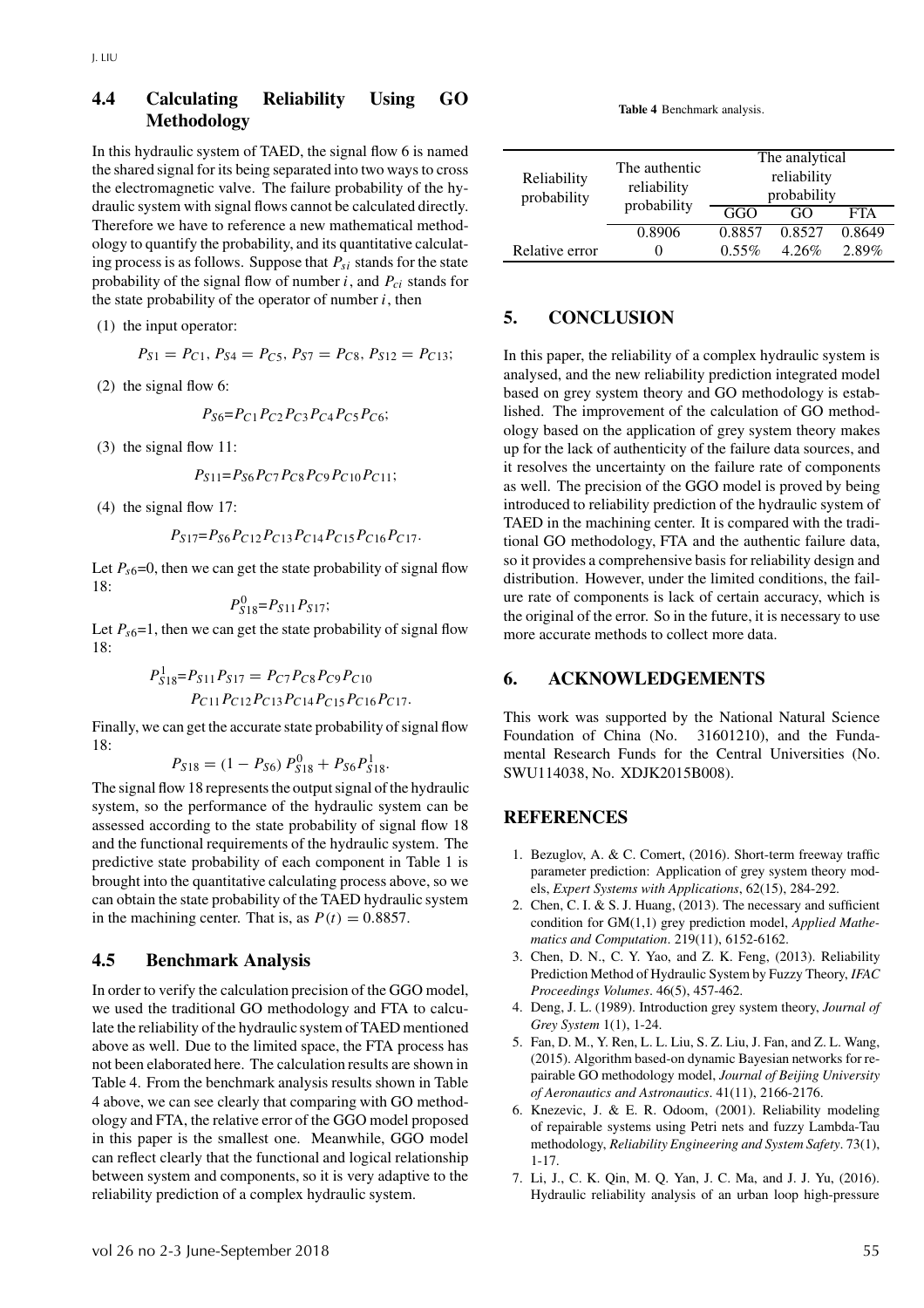## 4.4 Calculating Reliability Using GO Methodology

In this hydraulic system of TAED, the signal flow 6 is named the shared signal for its being separated into two ways to cross the electromagnetic valve. The failure probability of the hydraulic system with signal flows cannot be calculated directly. Therefore we have to reference a new mathematical methodology to quantify the probability, and its quantitative calculating process is as follows. Suppose that $P_{si}$ stands for the state probability of the signal flow of number $i$, and $P_{ci}$ stands for the state probability of the operator of number $i$, then

(1) the input operator:

$$P_{S1} = P_{C1},\ P_{S4} = P_{C5},\ P_{S7} = P_{C8},\ P_{S12} = P_{C13};$$

(2) the signal flow 6:

$$P_{S6} = P_{C1}P_{C2}P_{C3}P_{C4}P_{C5}P_{C6};$$

(3) the signal flow 11:

$$P_{S11} = P_{S6}P_{C7}P_{C8}P_{C9}P_{C10}P_{C11};$$

(4) the signal flow 17:

$$P_{S17} = P_{S6}P_{C12}P_{C13}P_{C14}P_{C15}P_{C16}P_{C17}.$$

Let $P_{s6}$=0, then we can get the state probability of signal flow 18:

$$P_{S18}^{0} = P_{S11}P_{S17};$$

Let $P_{s6}$=1, then we can get the state probability of signal flow 18:

$$P_{S18}^{1} = P_{S11}P_{S17} = P_{C7}P_{C8}P_{C9}P_{C10}P_{C11}P_{C12}P_{C13}P_{C14}P_{C15}P_{C16}P_{C17}.$$

Finally, we can get the accurate state probability of signal flow 18:

$$P_{S18} = (1 - P_{S6})\, P_{S18}^{0} + P_{S6}P_{S18}^{1}.$$

The signal flow 18 represents the output signal of the hydraulic system, so the performance of the hydraulic system can be assessed according to the state probability of signal flow 18 and the functional requirements of the hydraulic system. The predictive state probability of each component in Table 1 is brought into the quantitative calculating process above, so we can obtain the state probability of the TAED hydraulic system in the machining center. That is, as $P(t) = 0.8857$.

## 4.5 Benchmark Analysis

In order to verify the calculation precision of the GGO model, we used the traditional GO methodology and FTA to calculate the reliability of the hydraulic system of TAED mentioned above as well. Due to the limited space, the FTA process has not been elaborated here. The calculation results are shown in Table 4. From the benchmark analysis results shown in Table 4 above, we can see clearly that comparing with GO methodology and FTA, the relative error of the GGO model proposed in this paper is the smallest one. Meanwhile, GGO model can reflect clearly that the functional and logical relationship between system and components, so it is very adaptive to the reliability prediction of a complex hydraulic system.

**Table 4** Benchmark analysis.

| Reliability probability | The authentic reliability probability | The analytical reliability probability | | |
|---|---|---|---|---|
| | | GGO | GO | FTA |
| | 0.8906 | 0.8857 | 0.8527 | 0.8649 |
| Relative error | 0 | 0.55% | 4.26% | 2.89% |

## 5. CONCLUSION

In this paper, the reliability of a complex hydraulic system is analysed, and the new reliability prediction integrated model based on grey system theory and GO methodology is established. The improvement of the calculation of GO methodology based on the application of grey system theory makes up for the lack of authenticity of the failure data sources, and it resolves the uncertainty on the failure rate of components as well. The precision of the GGO model is proved by being introduced to reliability prediction of the hydraulic system of TAED in the machining center. It is compared with the traditional GO methodology, FTA and the authentic failure data, so it provides a comprehensive basis for reliability design and distribution. However, under the limited conditions, the failure rate of components is lack of certain accuracy, which is the original of the error. So in the future, it is necessary to use more accurate methods to collect more data.

## 6. ACKNOWLEDGEMENTS

This work was supported by the National Natural Science Foundation of China (No. 31601210), and the Fundamental Research Funds for the Central Universities (No. SWU114038, No. XDJK2015B008).

## REFERENCES

1. Bezuglov, A. & C. Comert, (2016). Short-term freeway traffic parameter prediction: Application of grey system theory models, *Expert Systems with Applications*, 62(15), 284-292.
2. Chen, C. I. & S. J. Huang, (2013). The necessary and sufficient condition for GM(1,1) grey prediction model, *Applied Mathematics and Computation*. 219(11), 6152-6162.
3. Chen, D. N., C. Y. Yao, and Z. K. Feng, (2013). Reliability Prediction Method of Hydraulic System by Fuzzy Theory, *IFAC Proceedings Volumes*. 46(5), 457-462.
4. Deng, J. L. (1989). Introduction grey system theory, *Journal of Grey System* 1(1), 1-24.
5. Fan, D. M., Y. Ren, L. L. Liu, S. Z. Liu, J. Fan, and Z. L. Wang, (2015). Algorithm based-on dynamic Bayesian networks for repairable GO methodology model, *Journal of Beijing University of Aeronautics and Astronautics*. 41(11), 2166-2176.
6. Knezevic, J. & E. R. Odoom, (2001). Reliability modeling of repairable systems using Petri nets and fuzzy Lambda-Tau methodology, *Reliability Engineering and System Safety*. 73(1), 1-17.
7. Li, J., C. K. Qin, M. Q. Yan, J. C. Ma, and J. J. Yu, (2016). Hydraulic reliability analysis of an urban loop high-pressure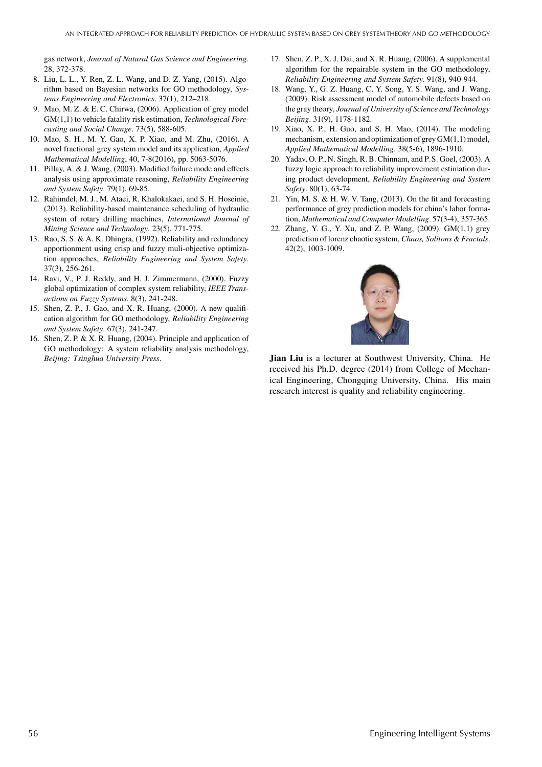gas network, *Journal of Natural Gas Science and Engineering*. 28, 372-378.

8. Liu, L. L., Y. Ren, Z. L. Wang, and D. Z. Yang, (2015). Algorithm based on Bayesian networks for GO methodology, *Systems Engineering and Electronics*. 37(1), 212–218.
9. Mao, M. Z. & E. C. Chirwa, (2006). Application of grey model GM(1,1) to vehicle fatality risk estimation, *Technological Forecasting and Social Change*. 73(5), 588-605.
10. Mao, S. H., M. Y. Gao, X. P. Xiao, and M. Zhu, (2016). A novel fractional grey system model and its application, *Applied Mathematical Modelling*, 40, 7-8(2016), pp. 5063-5076.
11. Pillay, A. & J. Wang, (2003). Modified failure mode and effects analysis using approximate reasoning, *Reliability Engineering and System Safety*. 79(1), 69-85.
12. Rahimdel, M. J., M. Ataei, R. Khalokakaei, and S. H. Hoseinie, (2013). Reliability-based maintenance scheduling of hydraulic system of rotary drilling machines, *International Journal of Mining Science and Technology*. 23(5), 771-775.
13. Rao, S. S. & A. K. Dhingra, (1992). Reliability and redundancy apportionment using crisp and fuzzy muli-objective optimization approaches, *Reliability Engineering and System Safety*. 37(3), 256-261.
14. Ravi, V., P. J. Reddy, and H. J. Zimmermann, (2000). Fuzzy global optimization of complex system reliability, *IEEE Transactions on Fuzzy Systems*. 8(3), 241-248.
15. Shen, Z. P., J. Gao, and X. R. Huang, (2000). A new qualification algorithm for GO methodology, *Reliability Engineering and System Safety*. 67(3), 241-247.
16. Shen, Z. P. & X. R. Huang, (2004). Principle and application of GO methodology: A system reliability analysis methodology, *Beijing: Tsinghua University Press*.
17. Shen, Z. P., X. J. Dai, and X. R. Huang, (2006). A supplemental algorithm for the repairable system in the GO methodology, *Reliability Engineering and System Safety*. 91(8), 940-944.
18. Wang, Y., G. Z. Huang, C. Y. Song, Y. S. Wang, and J. Wang, (2009). Risk assessment model of automobile defects based on the gray theory, *Journal of University of Science and Technology Beijing*. 31(9), 1178-1182.
19. Xiao, X. P., H. Guo, and S. H. Mao, (2014). The modeling mechanism, extension and optimization of grey GM(1,1) model, *Applied Mathematical Modelling*. 38(5-6), 1896-1910.
20. Yadav, O. P., N. Singh, R. B. Chinnam, and P. S. Goel, (2003). A fuzzy logic approach to reliability improvement estimation during product development, *Reliability Engineering and System Safety*. 80(1), 63-74.
21. Yin, M. S. & H. W. V. Tang, (2013). On the fit and forecasting performance of grey prediction models for china's labor formation, *Mathematical and Computer Modelling*. 57(3-4), 357-365.
22. Zhang, Y. G., Y. Xu, and Z. P. Wang, (2009). GM(1,1) grey prediction of lorenz chaotic system, *Chaos, Solitons & Fractals*. 42(2), 1003-1009.

**Jian Liu** is a lecturer at Southwest University, China. He received his Ph.D. degree (2014) from College of Mechanical Engineering, Chongqing University, China. His main research interest is quality and reliability engineering.